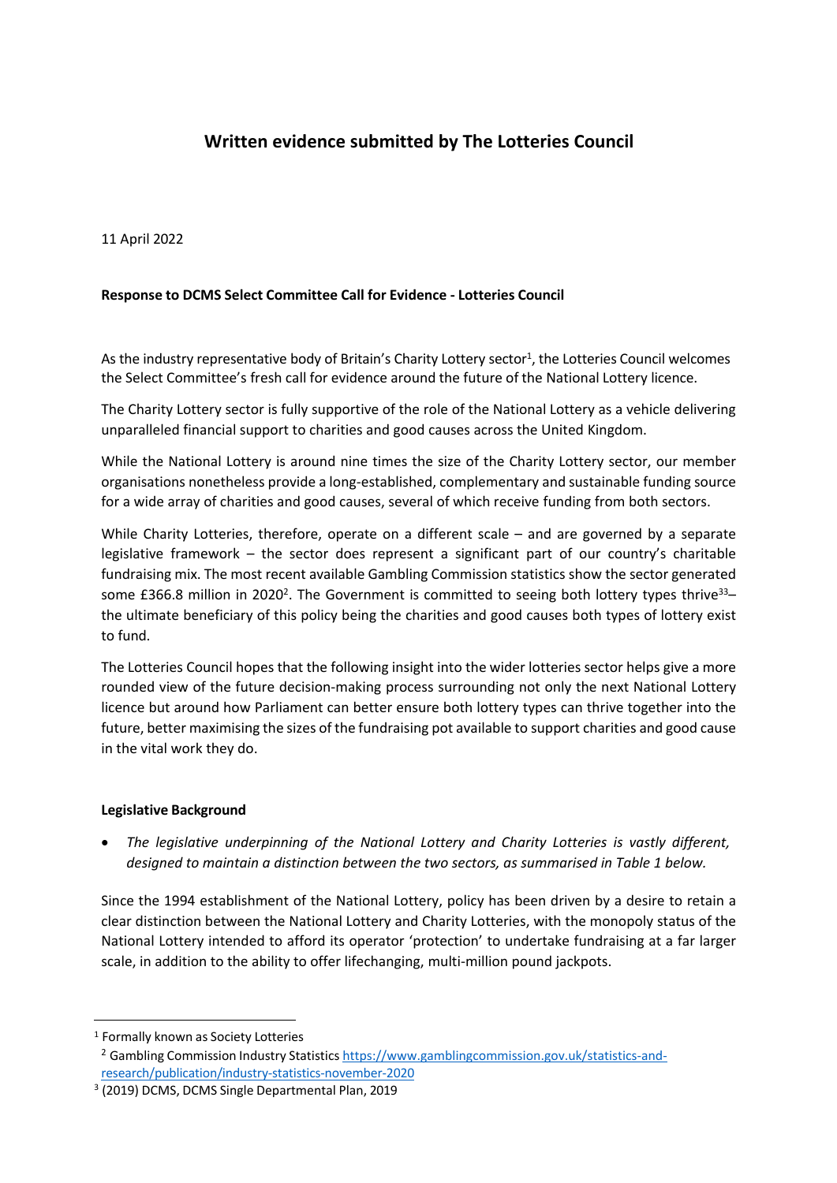# Written evidence submitted by The Lotteries Council

11 April 2022

**Response to DCMS Select Committee Call for Evidence - Lotteries Council**

As the industry representative body of Britain's Charity Lottery sector[1], the Lotteries Council welcomes the Select Committee's fresh call for evidence around the future of the National Lottery licence.

The Charity Lottery sector is fully supportive of the role of the National Lottery as a vehicle delivering unparalleled financial support to charities and good causes across the United Kingdom.

While the National Lottery is around nine times the size of the Charity Lottery sector, our member organisations nonetheless provide a long-established, complementary and sustainable funding source for a wide array of charities and good causes, several of which receive funding from both sectors.

While Charity Lotteries, therefore, operate on a different scale – and are governed by a separate legislative framework – the sector does represent a significant part of our country's charitable fundraising mix. The most recent available Gambling Commission statistics show the sector generated some £366.8 million in 2020[2]. The Government is committed to seeing both lottery types thrive[33]– the ultimate beneficiary of this policy being the charities and good causes both types of lottery exist to fund.

The Lotteries Council hopes that the following insight into the wider lotteries sector helps give a more rounded view of the future decision-making process surrounding not only the next National Lottery licence but around how Parliament can better ensure both lottery types can thrive together into the future, better maximising the sizes of the fundraising pot available to support charities and good cause in the vital work they do.

**Legislative Background**

- *The legislative underpinning of the National Lottery and Charity Lotteries is vastly different, designed to maintain a distinction between the two sectors, as summarised in Table 1 below.*

Since the 1994 establishment of the National Lottery, policy has been driven by a desire to retain a clear distinction between the National Lottery and Charity Lotteries, with the monopoly status of the National Lottery intended to afford its operator 'protection' to undertake fundraising at a far larger scale, in addition to the ability to offer lifechanging, multi-million pound jackpots.

[1] Formally known as Society Lotteries

[2] Gambling Commission Industry Statistics https://www.gamblingcommission.gov.uk/statistics-and-research/publication/industry-statistics-november-2020

[3] (2019) DCMS, DCMS Single Departmental Plan, 2019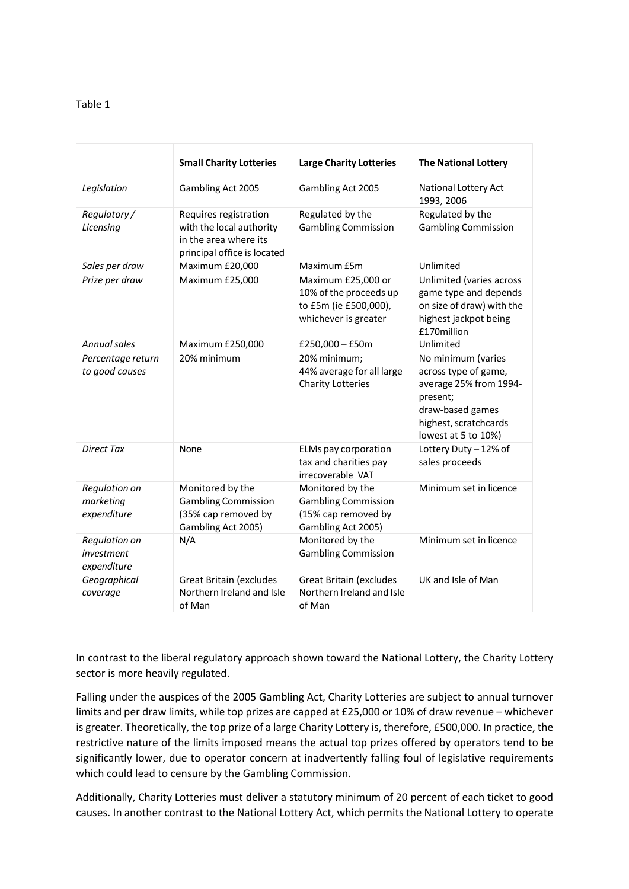Table 1

| | **Small Charity Lotteries** | **Large Charity Lotteries** | **The National Lottery** |
|---|---|---|---|
| *Legislation* | Gambling Act 2005 | Gambling Act 2005 | National Lottery Act 1993, 2006 |
| *Regulatory / Licensing* | Requires registration with the local authority in the area where its principal office is located | Regulated by the Gambling Commission | Regulated by the Gambling Commission |
| *Sales per draw* | Maximum £20,000 | Maximum £5m | Unlimited |
| *Prize per draw* | Maximum £25,000 | Maximum £25,000 or 10% of the proceeds up to £5m (ie £500,000), whichever is greater | Unlimited (varies across game type and depends on size of draw) with the highest jackpot being £170million |
| *Annual sales* | Maximum £250,000 | £250,000 – £50m | Unlimited |
| *Percentage return to good causes* | 20% minimum | 20% minimum; 44% average for all large Charity Lotteries | No minimum (varies across type of game, average 25% from 1994-present; draw-based games highest, scratchcards lowest at 5 to 10%) |
| *Direct Tax* | None | ELMs pay corporation tax and charities pay irrecoverable VAT | Lottery Duty – 12% of sales proceeds |
| *Regulation on marketing expenditure* | Monitored by the Gambling Commission (35% cap removed by Gambling Act 2005) | Monitored by the Gambling Commission (15% cap removed by Gambling Act 2005) | Minimum set in licence |
| *Regulation on investment expenditure* | N/A | Monitored by the Gambling Commission | Minimum set in licence |
| *Geographical coverage* | Great Britain (excludes Northern Ireland and Isle of Man | Great Britain (excludes Northern Ireland and Isle of Man | UK and Isle of Man |

In contrast to the liberal regulatory approach shown toward the National Lottery, the Charity Lottery sector is more heavily regulated.

Falling under the auspices of the 2005 Gambling Act, Charity Lotteries are subject to annual turnover limits and per draw limits, while top prizes are capped at £25,000 or 10% of draw revenue – whichever is greater. Theoretically, the top prize of a large Charity Lottery is, therefore, £500,000. In practice, the restrictive nature of the limits imposed means the actual top prizes offered by operators tend to be significantly lower, due to operator concern at inadvertently falling foul of legislative requirements which could lead to censure by the Gambling Commission.

Additionally, Charity Lotteries must deliver a statutory minimum of 20 percent of each ticket to good causes. In another contrast to the National Lottery Act, which permits the National Lottery to operate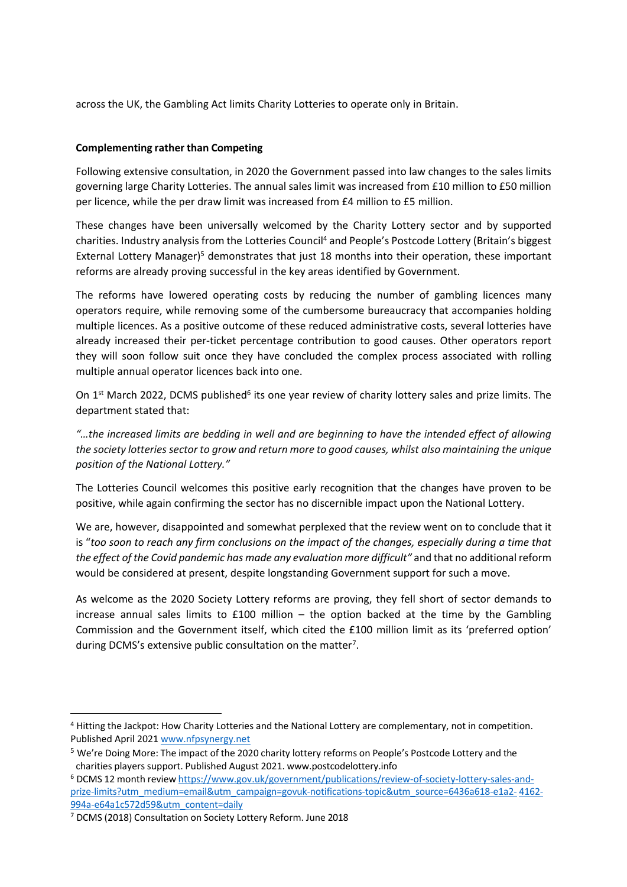across the UK, the Gambling Act limits Charity Lotteries to operate only in Britain.

**Complementing rather than Competing**

Following extensive consultation, in 2020 the Government passed into law changes to the sales limits governing large Charity Lotteries. The annual sales limit was increased from £10 million to £50 million per licence, while the per draw limit was increased from £4 million to £5 million.

These changes have been universally welcomed by the Charity Lottery sector and by supported charities. Industry analysis from the Lotteries Council[4] and People's Postcode Lottery (Britain's biggest External Lottery Manager)[5] demonstrates that just 18 months into their operation, these important reforms are already proving successful in the key areas identified by Government.

The reforms have lowered operating costs by reducing the number of gambling licences many operators require, while removing some of the cumbersome bureaucracy that accompanies holding multiple licences. As a positive outcome of these reduced administrative costs, several lotteries have already increased their per-ticket percentage contribution to good causes. Other operators report they will soon follow suit once they have concluded the complex process associated with rolling multiple annual operator licences back into one.

On 1st March 2022, DCMS published[6] its one year review of charity lottery sales and prize limits. The department stated that:

*"…the increased limits are bedding in well and are beginning to have the intended effect of allowing the society lotteries sector to grow and return more to good causes, whilst also maintaining the unique position of the National Lottery."*

The Lotteries Council welcomes this positive early recognition that the changes have proven to be positive, while again confirming the sector has no discernible impact upon the National Lottery.

We are, however, disappointed and somewhat perplexed that the review went on to conclude that it is "*too soon to reach any firm conclusions on the impact of the changes, especially during a time that the effect of the Covid pandemic has made any evaluation more difficult"* and that no additional reform would be considered at present, despite longstanding Government support for such a move.

As welcome as the 2020 Society Lottery reforms are proving, they fell short of sector demands to increase annual sales limits to £100 million – the option backed at the time by the Gambling Commission and the Government itself, which cited the £100 million limit as its 'preferred option' during DCMS's extensive public consultation on the matter[7].

---

[4] Hitting the Jackpot: How Charity Lotteries and the National Lottery are complementary, not in competition. Published April 2021 www.nfpsynergy.net

[5] We're Doing More: The impact of the 2020 charity lottery reforms on People's Postcode Lottery and the charities players support. Published August 2021. www.postcodelottery.info

[6] DCMS 12 month review https://www.gov.uk/government/publications/review-of-society-lottery-sales-and-prize-limits?utm_medium=email&utm_campaign=govuk-notifications-topic&utm_source=6436a618-e1a2-4162-994a-e64a1c572d59&utm_content=daily

[7] DCMS (2018) Consultation on Society Lottery Reform. June 2018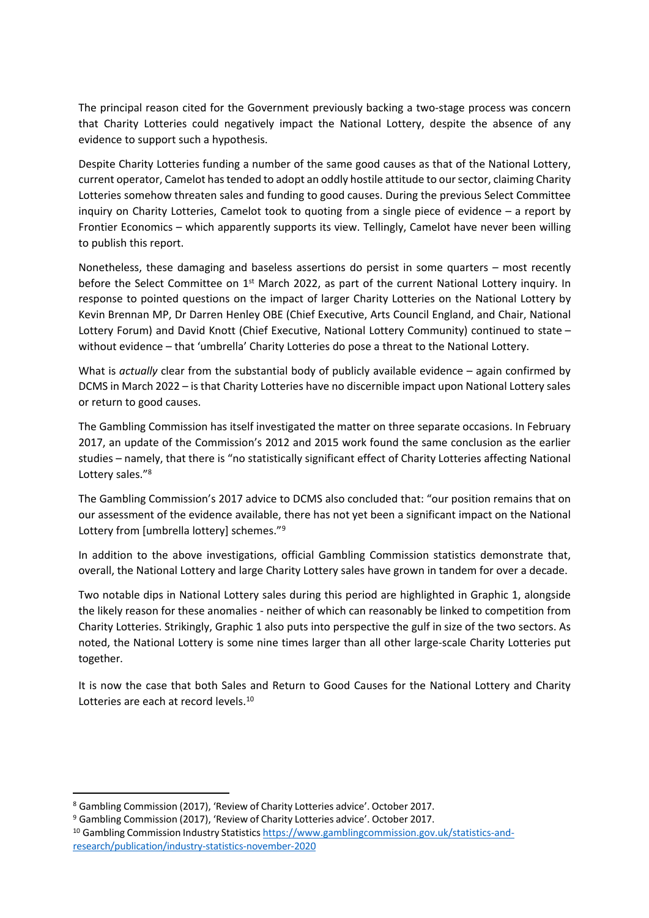The principal reason cited for the Government previously backing a two-stage process was concern that Charity Lotteries could negatively impact the National Lottery, despite the absence of any evidence to support such a hypothesis.

Despite Charity Lotteries funding a number of the same good causes as that of the National Lottery, current operator, Camelot has tended to adopt an oddly hostile attitude to our sector, claiming Charity Lotteries somehow threaten sales and funding to good causes. During the previous Select Committee inquiry on Charity Lotteries, Camelot took to quoting from a single piece of evidence – a report by Frontier Economics – which apparently supports its view. Tellingly, Camelot have never been willing to publish this report.

Nonetheless, these damaging and baseless assertions do persist in some quarters – most recently before the Select Committee on 1st March 2022, as part of the current National Lottery inquiry. In response to pointed questions on the impact of larger Charity Lotteries on the National Lottery by Kevin Brennan MP, Dr Darren Henley OBE (Chief Executive, Arts Council England, and Chair, National Lottery Forum) and David Knott (Chief Executive, National Lottery Community) continued to state – without evidence – that 'umbrella' Charity Lotteries do pose a threat to the National Lottery.

What is *actually* clear from the substantial body of publicly available evidence – again confirmed by DCMS in March 2022 – is that Charity Lotteries have no discernible impact upon National Lottery sales or return to good causes.

The Gambling Commission has itself investigated the matter on three separate occasions. In February 2017, an update of the Commission's 2012 and 2015 work found the same conclusion as the earlier studies – namely, that there is "no statistically significant effect of Charity Lotteries affecting National Lottery sales."[8]

The Gambling Commission's 2017 advice to DCMS also concluded that: "our position remains that on our assessment of the evidence available, there has not yet been a significant impact on the National Lottery from [umbrella lottery] schemes."[9]

In addition to the above investigations, official Gambling Commission statistics demonstrate that, overall, the National Lottery and large Charity Lottery sales have grown in tandem for over a decade.

Two notable dips in National Lottery sales during this period are highlighted in Graphic 1, alongside the likely reason for these anomalies - neither of which can reasonably be linked to competition from Charity Lotteries. Strikingly, Graphic 1 also puts into perspective the gulf in size of the two sectors. As noted, the National Lottery is some nine times larger than all other large-scale Charity Lotteries put together.

It is now the case that both Sales and Return to Good Causes for the National Lottery and Charity Lotteries are each at record levels.[10]

---

[8] Gambling Commission (2017), 'Review of Charity Lotteries advice'. October 2017.

[9] Gambling Commission (2017), 'Review of Charity Lotteries advice'. October 2017.

[10] Gambling Commission Industry Statistics https://www.gamblingcommission.gov.uk/statistics-and-research/publication/industry-statistics-november-2020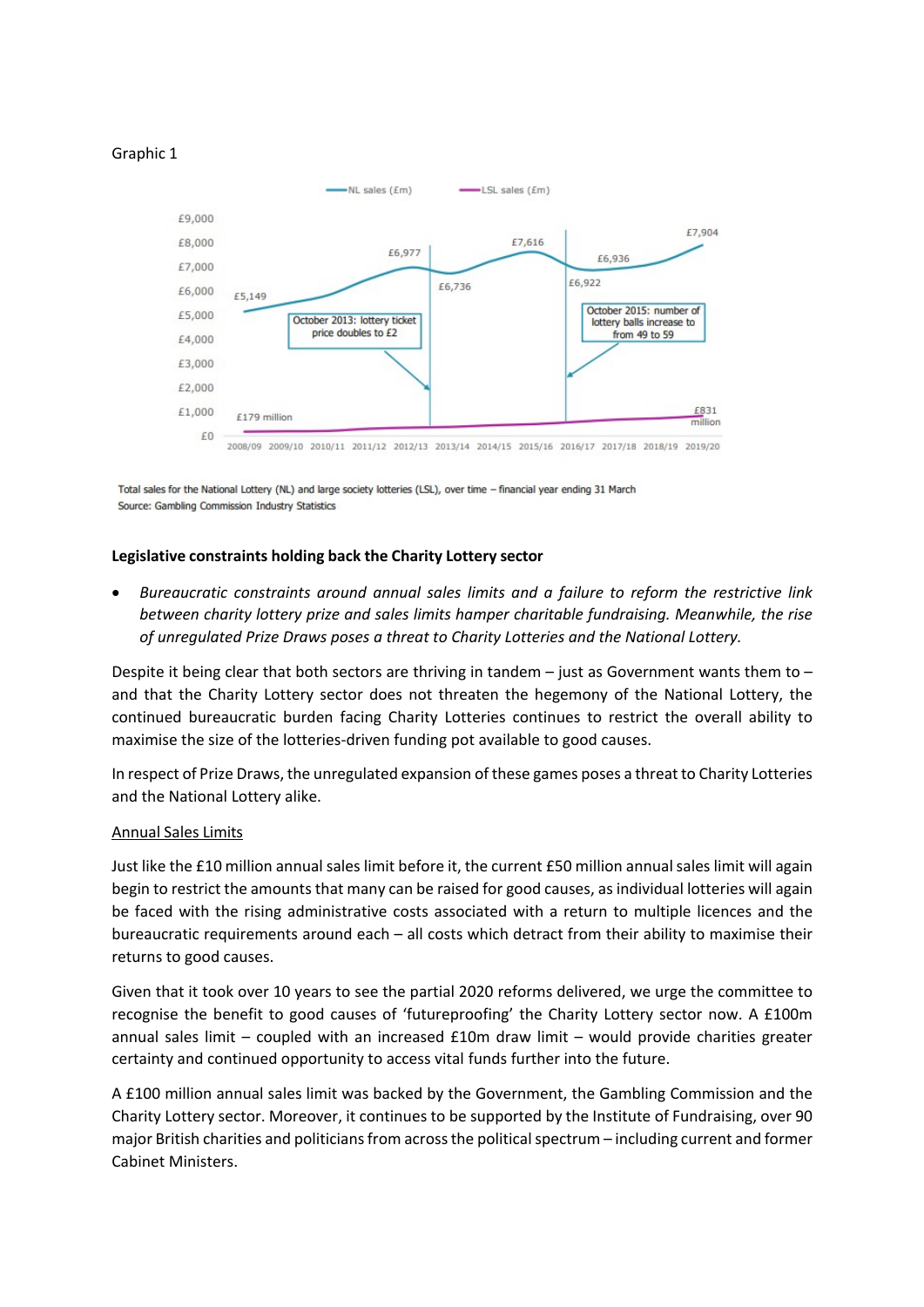Graphic 1

Total sales for the National Lottery (NL) and large society lotteries (LSL), over time – financial year ending 31 March
Source: Gambling Commission Industry Statistics

**Legislative constraints holding back the Charity Lottery sector**

- *Bureaucratic constraints around annual sales limits and a failure to reform the restrictive link between charity lottery prize and sales limits hamper charitable fundraising. Meanwhile, the rise of unregulated Prize Draws poses a threat to Charity Lotteries and the National Lottery.*

Despite it being clear that both sectors are thriving in tandem – just as Government wants them to – and that the Charity Lottery sector does not threaten the hegemony of the National Lottery, the continued bureaucratic burden facing Charity Lotteries continues to restrict the overall ability to maximise the size of the lotteries-driven funding pot available to good causes.

In respect of Prize Draws, the unregulated expansion of these games poses a threat to Charity Lotteries and the National Lottery alike.

<u>Annual Sales Limits</u>

Just like the £10 million annual sales limit before it, the current £50 million annual sales limit will again begin to restrict the amounts that many can be raised for good causes, as individual lotteries will again be faced with the rising administrative costs associated with a return to multiple licences and the bureaucratic requirements around each – all costs which detract from their ability to maximise their returns to good causes.

Given that it took over 10 years to see the partial 2020 reforms delivered, we urge the committee to recognise the benefit to good causes of 'futureproofing' the Charity Lottery sector now. A £100m annual sales limit – coupled with an increased £10m draw limit – would provide charities greater certainty and continued opportunity to access vital funds further into the future.

A £100 million annual sales limit was backed by the Government, the Gambling Commission and the Charity Lottery sector. Moreover, it continues to be supported by the Institute of Fundraising, over 90 major British charities and politicians from across the political spectrum – including current and former Cabinet Ministers.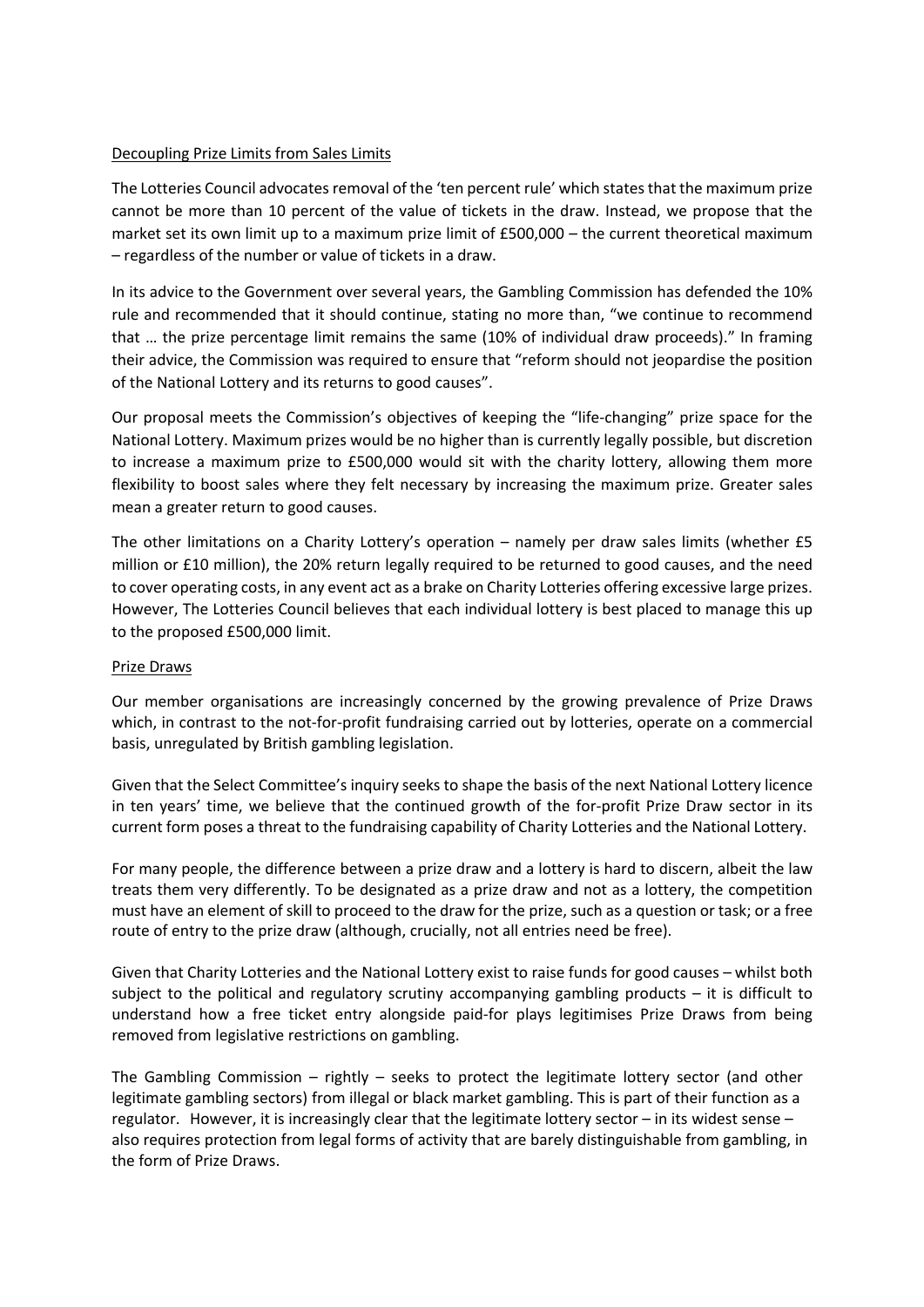Decoupling Prize Limits from Sales Limits

The Lotteries Council advocates removal of the 'ten percent rule' which states that the maximum prize cannot be more than 10 percent of the value of tickets in the draw. Instead, we propose that the market set its own limit up to a maximum prize limit of £500,000 – the current theoretical maximum – regardless of the number or value of tickets in a draw.

In its advice to the Government over several years, the Gambling Commission has defended the 10% rule and recommended that it should continue, stating no more than, "we continue to recommend that … the prize percentage limit remains the same (10% of individual draw proceeds)." In framing their advice, the Commission was required to ensure that "reform should not jeopardise the position of the National Lottery and its returns to good causes".

Our proposal meets the Commission's objectives of keeping the "life-changing" prize space for the National Lottery. Maximum prizes would be no higher than is currently legally possible, but discretion to increase a maximum prize to £500,000 would sit with the charity lottery, allowing them more flexibility to boost sales where they felt necessary by increasing the maximum prize. Greater sales mean a greater return to good causes.

The other limitations on a Charity Lottery's operation – namely per draw sales limits (whether £5 million or £10 million), the 20% return legally required to be returned to good causes, and the need to cover operating costs, in any event act as a brake on Charity Lotteries offering excessive large prizes. However, The Lotteries Council believes that each individual lottery is best placed to manage this up to the proposed £500,000 limit.

Prize Draws

Our member organisations are increasingly concerned by the growing prevalence of Prize Draws which, in contrast to the not-for-profit fundraising carried out by lotteries, operate on a commercial basis, unregulated by British gambling legislation.

Given that the Select Committee's inquiry seeks to shape the basis of the next National Lottery licence in ten years' time, we believe that the continued growth of the for-profit Prize Draw sector in its current form poses a threat to the fundraising capability of Charity Lotteries and the National Lottery.

For many people, the difference between a prize draw and a lottery is hard to discern, albeit the law treats them very differently. To be designated as a prize draw and not as a lottery, the competition must have an element of skill to proceed to the draw for the prize, such as a question or task; or a free route of entry to the prize draw (although, crucially, not all entries need be free).

Given that Charity Lotteries and the National Lottery exist to raise funds for good causes – whilst both subject to the political and regulatory scrutiny accompanying gambling products – it is difficult to understand how a free ticket entry alongside paid-for plays legitimises Prize Draws from being removed from legislative restrictions on gambling.

The Gambling Commission – rightly – seeks to protect the legitimate lottery sector (and other legitimate gambling sectors) from illegal or black market gambling. This is part of their function as a regulator. However, it is increasingly clear that the legitimate lottery sector – in its widest sense – also requires protection from legal forms of activity that are barely distinguishable from gambling, in the form of Prize Draws.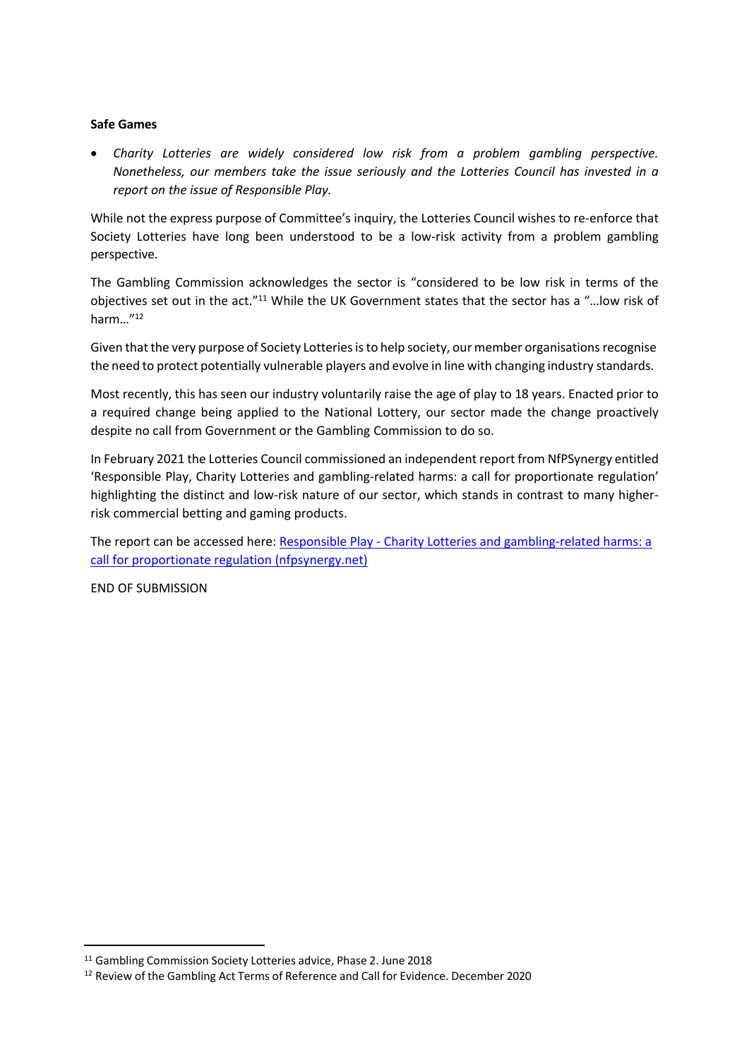**Safe Games**

- *Charity Lotteries are widely considered low risk from a problem gambling perspective. Nonetheless, our members take the issue seriously and the Lotteries Council has invested in a report on the issue of Responsible Play.*

While not the express purpose of Committee's inquiry, the Lotteries Council wishes to re-enforce that Society Lotteries have long been understood to be a low-risk activity from a problem gambling perspective.

The Gambling Commission acknowledges the sector is "considered to be low risk in terms of the objectives set out in the act."[11] While the UK Government states that the sector has a "…low risk of harm…"[12]

Given that the very purpose of Society Lotteries is to help society, our member organisations recognise the need to protect potentially vulnerable players and evolve in line with changing industry standards.

Most recently, this has seen our industry voluntarily raise the age of play to 18 years. Enacted prior to a required change being applied to the National Lottery, our sector made the change proactively despite no call from Government or the Gambling Commission to do so.

In February 2021 the Lotteries Council commissioned an independent report from NfPSynergy entitled 'Responsible Play, Charity Lotteries and gambling-related harms: a call for proportionate regulation' highlighting the distinct and low-risk nature of our sector, which stands in contrast to many higher-risk commercial betting and gaming products.

The report can be accessed here: Responsible Play - Charity Lotteries and gambling-related harms: a call for proportionate regulation (nfpsynergy.net)

END OF SUBMISSION

[11] Gambling Commission Society Lotteries advice, Phase 2. June 2018

[12] Review of the Gambling Act Terms of Reference and Call for Evidence. December 2020